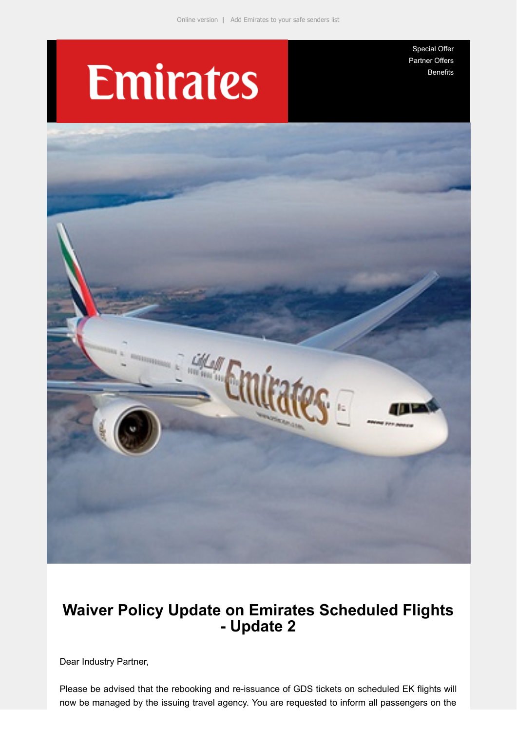Online version | Add Emirates to your safe senders list

Emirates

Special Offer
Partner Offers
Benefits

# Waiver Policy Update on Emirates Scheduled Flights - Update 2

Dear Industry Partner,

Please be advised that the rebooking and re-issuance of GDS tickets on scheduled EK flights will now be managed by the issuing travel agency. You are requested to inform all passengers on the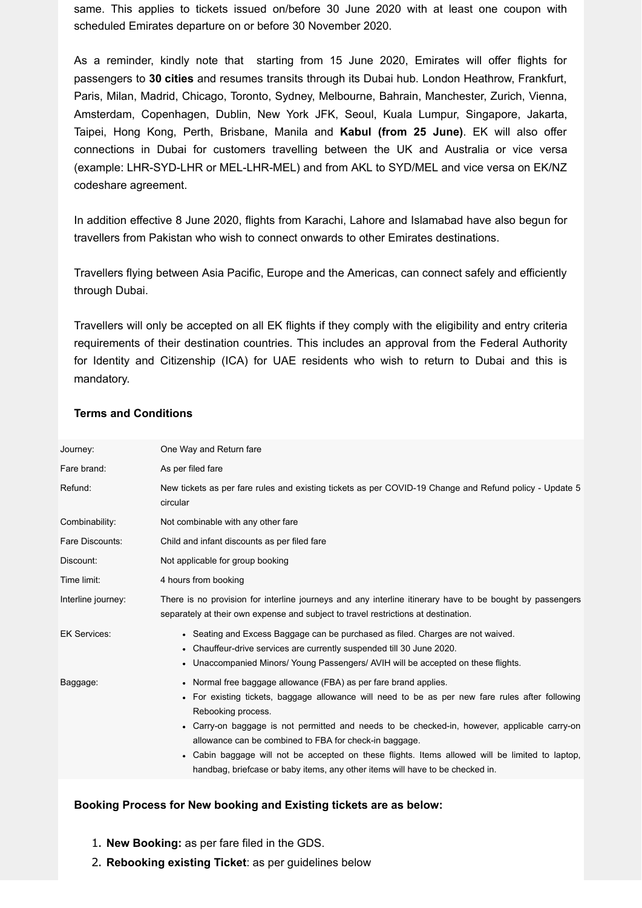same. This applies to tickets issued on/before 30 June 2020 with at least one coupon with scheduled Emirates departure on or before 30 November 2020.

As a reminder, kindly note that starting from 15 June 2020, Emirates will offer flights for passengers to **30 cities** and resumes transits through its Dubai hub. London Heathrow, Frankfurt, Paris, Milan, Madrid, Chicago, Toronto, Sydney, Melbourne, Bahrain, Manchester, Zurich, Vienna, Amsterdam, Copenhagen, Dublin, New York JFK, Seoul, Kuala Lumpur, Singapore, Jakarta, Taipei, Hong Kong, Perth, Brisbane, Manila and **Kabul (from 25 June)**. EK will also offer connections in Dubai for customers travelling between the UK and Australia or vice versa (example: LHR-SYD-LHR or MEL-LHR-MEL) and from AKL to SYD/MEL and vice versa on EK/NZ codeshare agreement.

In addition effective 8 June 2020, flights from Karachi, Lahore and Islamabad have also begun for travellers from Pakistan who wish to connect onwards to other Emirates destinations.

Travellers flying between Asia Pacific, Europe and the Americas, can connect safely and efficiently through Dubai.

Travellers will only be accepted on all EK flights if they comply with the eligibility and entry criteria requirements of their destination countries. This includes an approval from the Federal Authority for Identity and Citizenship (ICA) for UAE residents who wish to return to Dubai and this is mandatory.

**Terms and Conditions**

| | |
|---|---|
| Journey: | One Way and Return fare |
| Fare brand: | As per filed fare |
| Refund: | New tickets as per fare rules and existing tickets as per COVID-19 Change and Refund policy - Update 5 circular |
| Combinability: | Not combinable with any other fare |
| Fare Discounts: | Child and infant discounts as per filed fare |
| Discount: | Not applicable for group booking |
| Time limit: | 4 hours from booking |
| Interline journey: | There is no provision for interline journeys and any interline itinerary have to be bought by passengers separately at their own expense and subject to travel restrictions at destination. |
| EK Services: | • Seating and Excess Baggage can be purchased as filed. Charges are not waived.<br>• Chauffeur-drive services are currently suspended till 30 June 2020.<br>• Unaccompanied Minors/ Young Passengers/ AVIH will be accepted on these flights. |
| Baggage: | • Normal free baggage allowance (FBA) as per fare brand applies.<br>• For existing tickets, baggage allowance will need to be as per new fare rules after following Rebooking process.<br>• Carry-on baggage is not permitted and needs to be checked-in, however, applicable carry-on allowance can be combined to FBA for check-in baggage.<br>• Cabin baggage will not be accepted on these flights. Items allowed will be limited to laptop, handbag, briefcase or baby items, any other items will have to be checked in. |

**Booking Process for New booking and Existing tickets are as below:**

1. **New Booking:** as per fare filed in the GDS.
2. **Rebooking existing Ticket**: as per guidelines below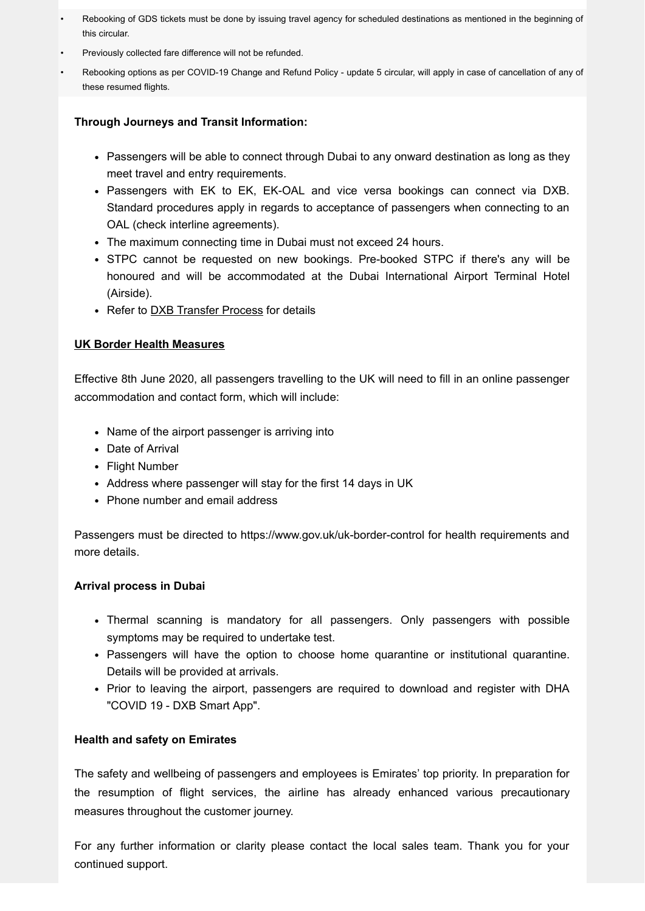- Rebooking of GDS tickets must be done by issuing travel agency for scheduled destinations as mentioned in the beginning of this circular.
- Previously collected fare difference will not be refunded.
- Rebooking options as per COVID-19 Change and Refund Policy - update 5 circular, will apply in case of cancellation of any of these resumed flights.

**Through Journeys and Transit Information:**

- Passengers will be able to connect through Dubai to any onward destination as long as they meet travel and entry requirements.
- Passengers with EK to EK, EK-OAL and vice versa bookings can connect via DXB. Standard procedures apply in regards to acceptance of passengers when connecting to an OAL (check interline agreements).
- The maximum connecting time in Dubai must not exceed 24 hours.
- STPC cannot be requested on new bookings. Pre-booked STPC if there's any will be honoured and will be accommodated at the Dubai International Airport Terminal Hotel (Airside).
- Refer to DXB Transfer Process for details

**UK Border Health Measures**

Effective 8th June 2020, all passengers travelling to the UK will need to fill in an online passenger accommodation and contact form, which will include:

- Name of the airport passenger is arriving into
- Date of Arrival
- Flight Number
- Address where passenger will stay for the first 14 days in UK
- Phone number and email address

Passengers must be directed to https://www.gov.uk/uk-border-control for health requirements and more details.

**Arrival process in Dubai**

- Thermal scanning is mandatory for all passengers. Only passengers with possible symptoms may be required to undertake test.
- Passengers will have the option to choose home quarantine or institutional quarantine. Details will be provided at arrivals.
- Prior to leaving the airport, passengers are required to download and register with DHA "COVID 19 - DXB Smart App".

**Health and safety on Emirates**

The safety and wellbeing of passengers and employees is Emirates' top priority. In preparation for the resumption of flight services, the airline has already enhanced various precautionary measures throughout the customer journey.

For any further information or clarity please contact the local sales team. Thank you for your continued support.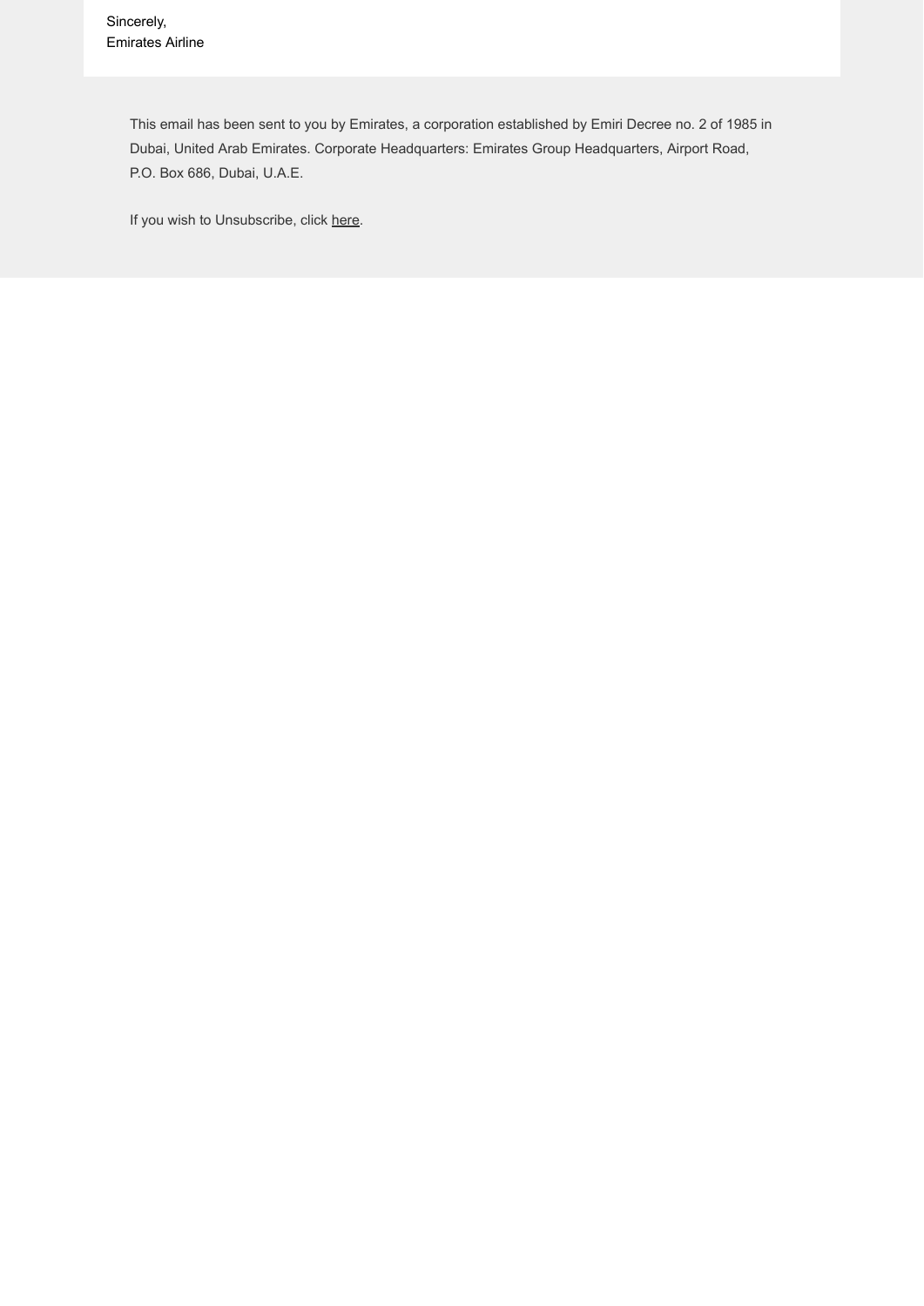Sincerely,
Emirates Airline

This email has been sent to you by Emirates, a corporation established by Emiri Decree no. 2 of 1985 in Dubai, United Arab Emirates. Corporate Headquarters: Emirates Group Headquarters, Airport Road, P.O. Box 686, Dubai, U.A.E.

If you wish to Unsubscribe, click here.